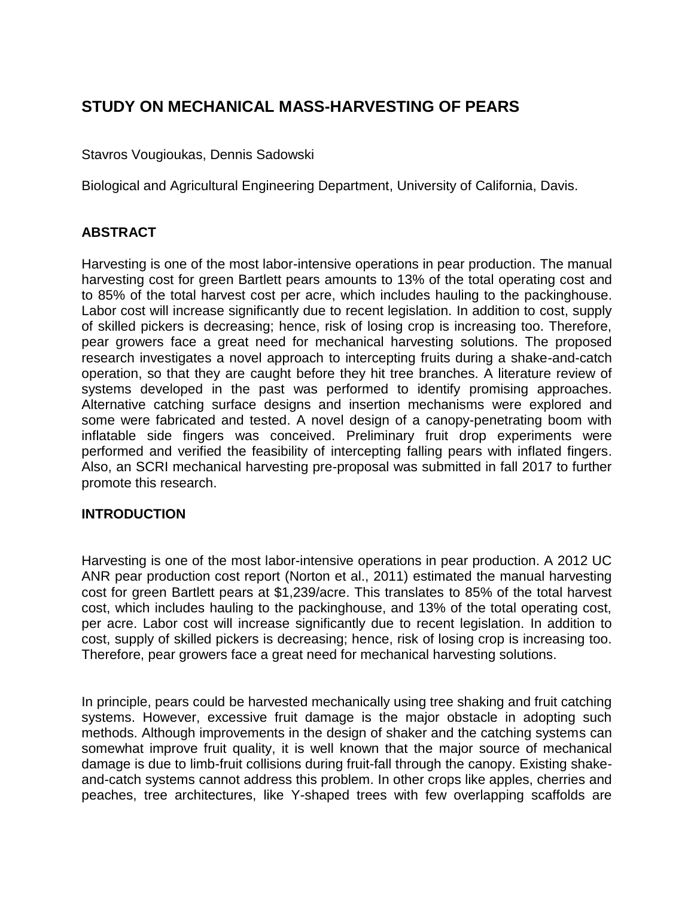# STUDY ON MECHANICAL MASS-HARVESTING OF PEARS

Stavros Vougioukas, Dennis Sadowski

Biological and Agricultural Engineering Department, University of California, Davis.

## ABSTRACT

Harvesting is one of the most labor-intensive operations in pear production. The manual harvesting cost for green Bartlett pears amounts to 13% of the total operating cost and to 85% of the total harvest cost per acre, which includes hauling to the packinghouse. Labor cost will increase significantly due to recent legislation. In addition to cost, supply of skilled pickers is decreasing; hence, risk of losing crop is increasing too. Therefore, pear growers face a great need for mechanical harvesting solutions. The proposed research investigates a novel approach to intercepting fruits during a shake-and-catch operation, so that they are caught before they hit tree branches. A literature review of systems developed in the past was performed to identify promising approaches. Alternative catching surface designs and insertion mechanisms were explored and some were fabricated and tested. A novel design of a canopy-penetrating boom with inflatable side fingers was conceived. Preliminary fruit drop experiments were performed and verified the feasibility of intercepting falling pears with inflated fingers. Also, an SCRI mechanical harvesting pre-proposal was submitted in fall 2017 to further promote this research.

## INTRODUCTION

Harvesting is one of the most labor-intensive operations in pear production. A 2012 UC ANR pear production cost report (Norton et al., 2011) estimated the manual harvesting cost for green Bartlett pears at $1,239/acre. This translates to 85% of the total harvest cost, which includes hauling to the packinghouse, and 13% of the total operating cost, per acre. Labor cost will increase significantly due to recent legislation. In addition to cost, supply of skilled pickers is decreasing; hence, risk of losing crop is increasing too. Therefore, pear growers face a great need for mechanical harvesting solutions.

In principle, pears could be harvested mechanically using tree shaking and fruit catching systems. However, excessive fruit damage is the major obstacle in adopting such methods. Although improvements in the design of shaker and the catching systems can somewhat improve fruit quality, it is well known that the major source of mechanical damage is due to limb-fruit collisions during fruit-fall through the canopy. Existing shake-and-catch systems cannot address this problem. In other crops like apples, cherries and peaches, tree architectures, like Y-shaped trees with few overlapping scaffolds are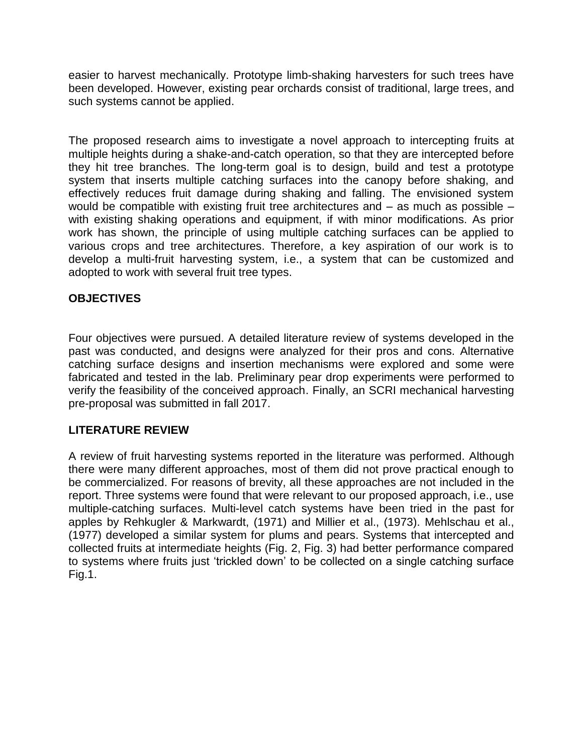easier to harvest mechanically. Prototype limb-shaking harvesters for such trees have been developed. However, existing pear orchards consist of traditional, large trees, and such systems cannot be applied.

The proposed research aims to investigate a novel approach to intercepting fruits at multiple heights during a shake-and-catch operation, so that they are intercepted before they hit tree branches. The long-term goal is to design, build and test a prototype system that inserts multiple catching surfaces into the canopy before shaking, and effectively reduces fruit damage during shaking and falling. The envisioned system would be compatible with existing fruit tree architectures and – as much as possible – with existing shaking operations and equipment, if with minor modifications. As prior work has shown, the principle of using multiple catching surfaces can be applied to various crops and tree architectures. Therefore, a key aspiration of our work is to develop a multi-fruit harvesting system, i.e., a system that can be customized and adopted to work with several fruit tree types.

## OBJECTIVES

Four objectives were pursued. A detailed literature review of systems developed in the past was conducted, and designs were analyzed for their pros and cons. Alternative catching surface designs and insertion mechanisms were explored and some were fabricated and tested in the lab. Preliminary pear drop experiments were performed to verify the feasibility of the conceived approach. Finally, an SCRI mechanical harvesting pre-proposal was submitted in fall 2017.

## LITERATURE REVIEW

A review of fruit harvesting systems reported in the literature was performed. Although there were many different approaches, most of them did not prove practical enough to be commercialized. For reasons of brevity, all these approaches are not included in the report. Three systems were found that were relevant to our proposed approach, i.e., use multiple-catching surfaces. Multi-level catch systems have been tried in the past for apples by Rehkugler & Markwardt, (1971) and Millier et al., (1973). Mehlschau et al., (1977) developed a similar system for plums and pears. Systems that intercepted and collected fruits at intermediate heights (Fig. 2, Fig. 3) had better performance compared to systems where fruits just 'trickled down' to be collected on a single catching surface Fig.1.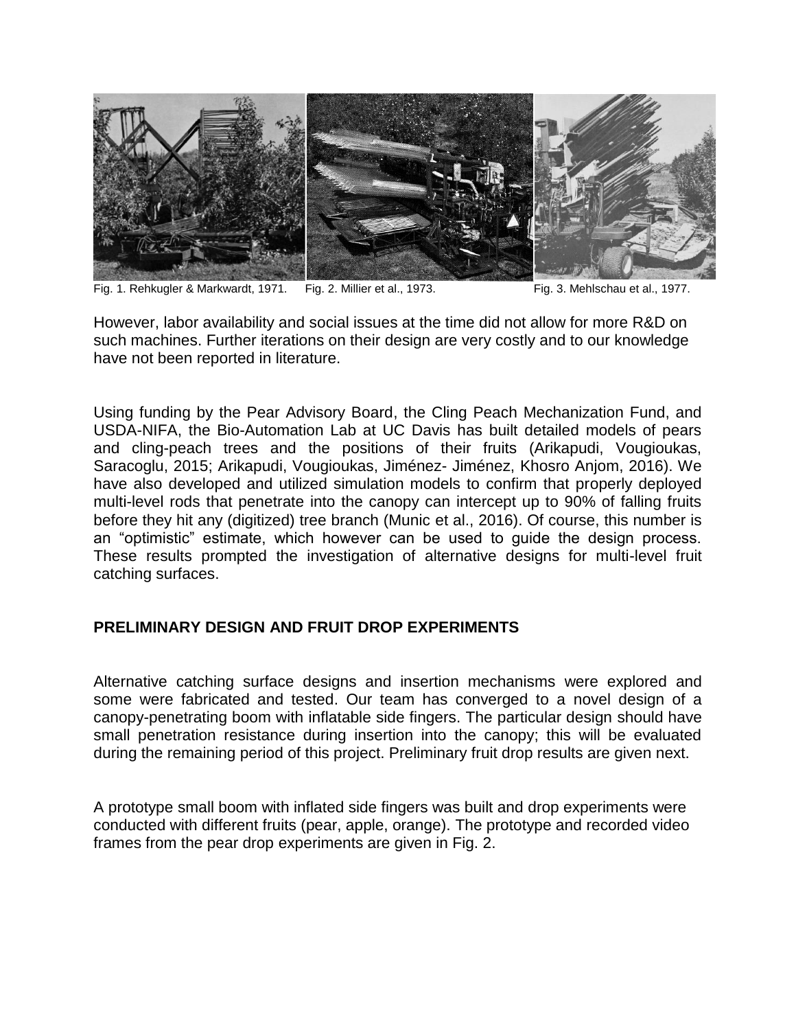Fig. 1. Rehkugler & Markwardt, 1971. Fig. 2. Millier et al., 1973. Fig. 3. Mehlschau et al., 1977.

However, labor availability and social issues at the time did not allow for more R&D on such machines. Further iterations on their design are very costly and to our knowledge have not been reported in literature.

Using funding by the Pear Advisory Board, the Cling Peach Mechanization Fund, and USDA-NIFA, the Bio-Automation Lab at UC Davis has built detailed models of pears and cling-peach trees and the positions of their fruits (Arikapudi, Vougioukas, Saracoglu, 2015; Arikapudi, Vougioukas, Jiménez- Jiménez, Khosro Anjom, 2016). We have also developed and utilized simulation models to confirm that properly deployed multi-level rods that penetrate into the canopy can intercept up to 90% of falling fruits before they hit any (digitized) tree branch (Munic et al., 2016). Of course, this number is an "optimistic" estimate, which however can be used to guide the design process. These results prompted the investigation of alternative designs for multi-level fruit catching surfaces.

## PRELIMINARY DESIGN AND FRUIT DROP EXPERIMENTS

Alternative catching surface designs and insertion mechanisms were explored and some were fabricated and tested. Our team has converged to a novel design of a canopy-penetrating boom with inflatable side fingers. The particular design should have small penetration resistance during insertion into the canopy; this will be evaluated during the remaining period of this project. Preliminary fruit drop results are given next.

A prototype small boom with inflated side fingers was built and drop experiments were conducted with different fruits (pear, apple, orange). The prototype and recorded video frames from the pear drop experiments are given in Fig. 2.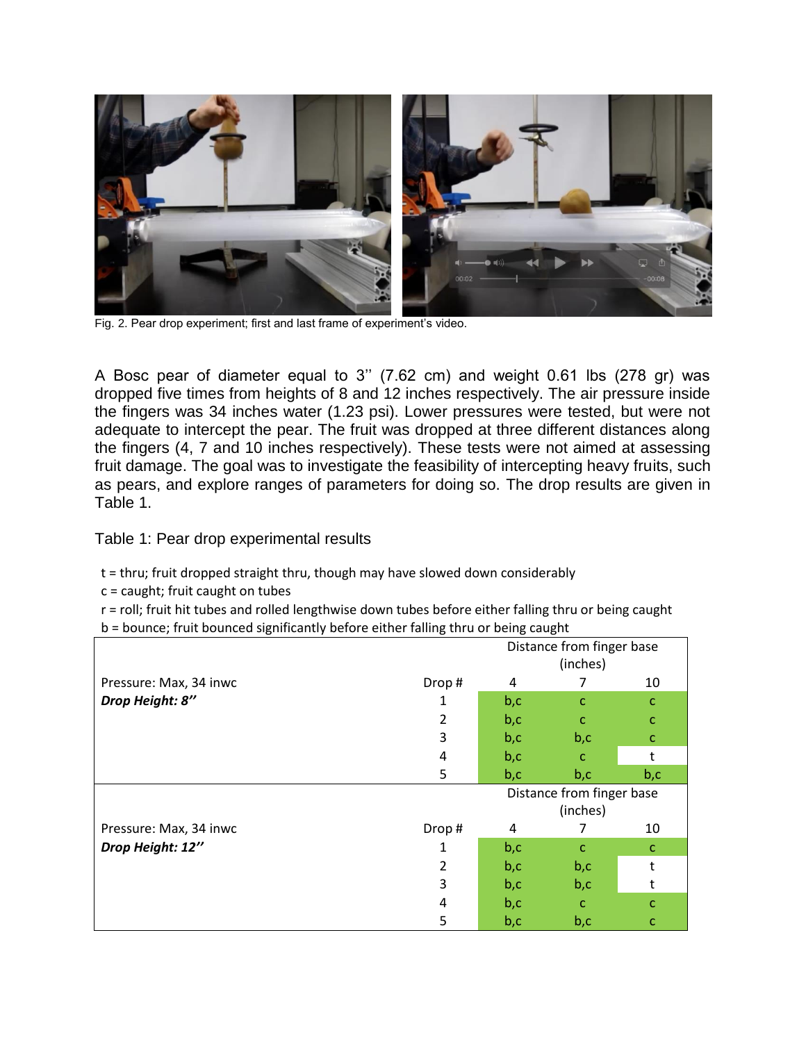Fig. 2. Pear drop experiment; first and last frame of experiment's video.

A Bosc pear of diameter equal to 3'' (7.62 cm) and weight 0.61 lbs (278 gr) was dropped five times from heights of 8 and 12 inches respectively. The air pressure inside the fingers was 34 inches water (1.23 psi). Lower pressures were tested, but were not adequate to intercept the pear. The fruit was dropped at three different distances along the fingers (4, 7 and 10 inches respectively). These tests were not aimed at assessing fruit damage. The goal was to investigate the feasibility of intercepting heavy fruits, such as pears, and explore ranges of parameters for doing so. The drop results are given in Table 1.

Table 1: Pear drop experimental results

t = thru; fruit dropped straight thru, though may have slowed down considerably
c = caught; fruit caught on tubes
r = roll; fruit hit tubes and rolled lengthwise down tubes before either falling thru or being caught
b = bounce; fruit bounced significantly before either falling thru or being caught

| | | Distance from finger base (inches) | | |
|---|---|---|---|---|
| Pressure: Max, 34 inwc | Drop # | 4 | 7 | 10 |
| ***Drop Height: 8''*** | 1 | b,c | c | c |
| | 2 | b,c | c | c |
| | 3 | b,c | b,c | c |
| | 4 | b,c | c | t |
| | 5 | b,c | b,c | b,c |
| | | Distance from finger base (inches) | | |
| Pressure: Max, 34 inwc | Drop # | 4 | 7 | 10 |
| ***Drop Height: 12''*** | 1 | b,c | c | c |
| | 2 | b,c | b,c | t |
| | 3 | b,c | b,c | t |
| | 4 | b,c | c | c |
| | 5 | b,c | b,c | c |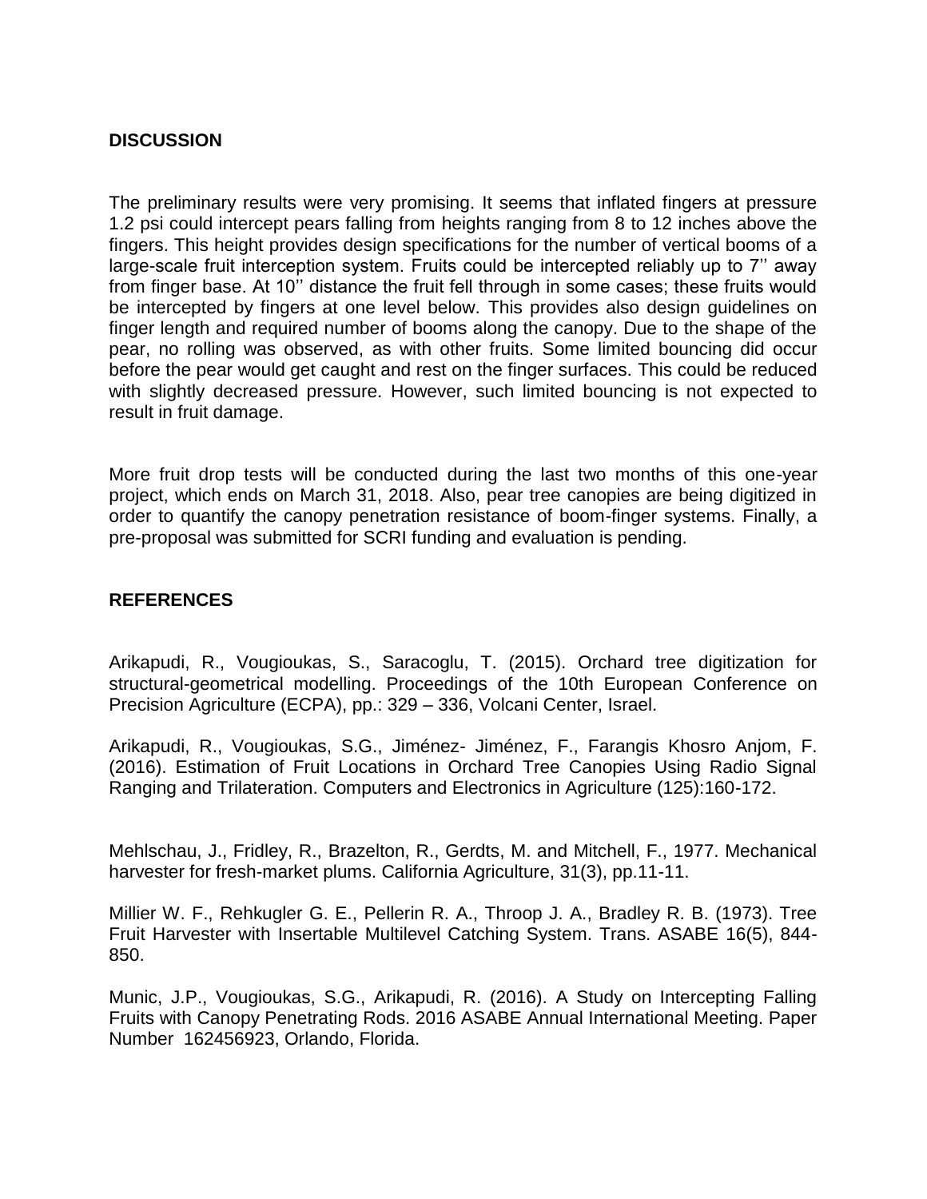## DISCUSSION

The preliminary results were very promising. It seems that inflated fingers at pressure 1.2 psi could intercept pears falling from heights ranging from 8 to 12 inches above the fingers. This height provides design specifications for the number of vertical booms of a large-scale fruit interception system. Fruits could be intercepted reliably up to 7'' away from finger base. At 10'' distance the fruit fell through in some cases; these fruits would be intercepted by fingers at one level below. This provides also design guidelines on finger length and required number of booms along the canopy. Due to the shape of the pear, no rolling was observed, as with other fruits. Some limited bouncing did occur before the pear would get caught and rest on the finger surfaces. This could be reduced with slightly decreased pressure. However, such limited bouncing is not expected to result in fruit damage.

More fruit drop tests will be conducted during the last two months of this one-year project, which ends on March 31, 2018. Also, pear tree canopies are being digitized in order to quantify the canopy penetration resistance of boom-finger systems. Finally, a pre-proposal was submitted for SCRI funding and evaluation is pending.

## REFERENCES

Arikapudi, R., Vougioukas, S., Saracoglu, T. (2015). Orchard tree digitization for structural-geometrical modelling. Proceedings of the 10th European Conference on Precision Agriculture (ECPA), pp.: 329 – 336, Volcani Center, Israel.

Arikapudi, R., Vougioukas, S.G., Jiménez- Jiménez, F., Farangis Khosro Anjom, F. (2016). Estimation of Fruit Locations in Orchard Tree Canopies Using Radio Signal Ranging and Trilateration. Computers and Electronics in Agriculture (125):160-172.

Mehlschau, J., Fridley, R., Brazelton, R., Gerdts, M. and Mitchell, F., 1977. Mechanical harvester for fresh-market plums. California Agriculture, 31(3), pp.11-11.

Millier W. F., Rehkugler G. E., Pellerin R. A., Throop J. A., Bradley R. B. (1973). Tree Fruit Harvester with Insertable Multilevel Catching System. Trans. ASABE 16(5), 844-850.

Munic, J.P., Vougioukas, S.G., Arikapudi, R. (2016). A Study on Intercepting Falling Fruits with Canopy Penetrating Rods. 2016 ASABE Annual International Meeting. Paper Number 162456923, Orlando, Florida.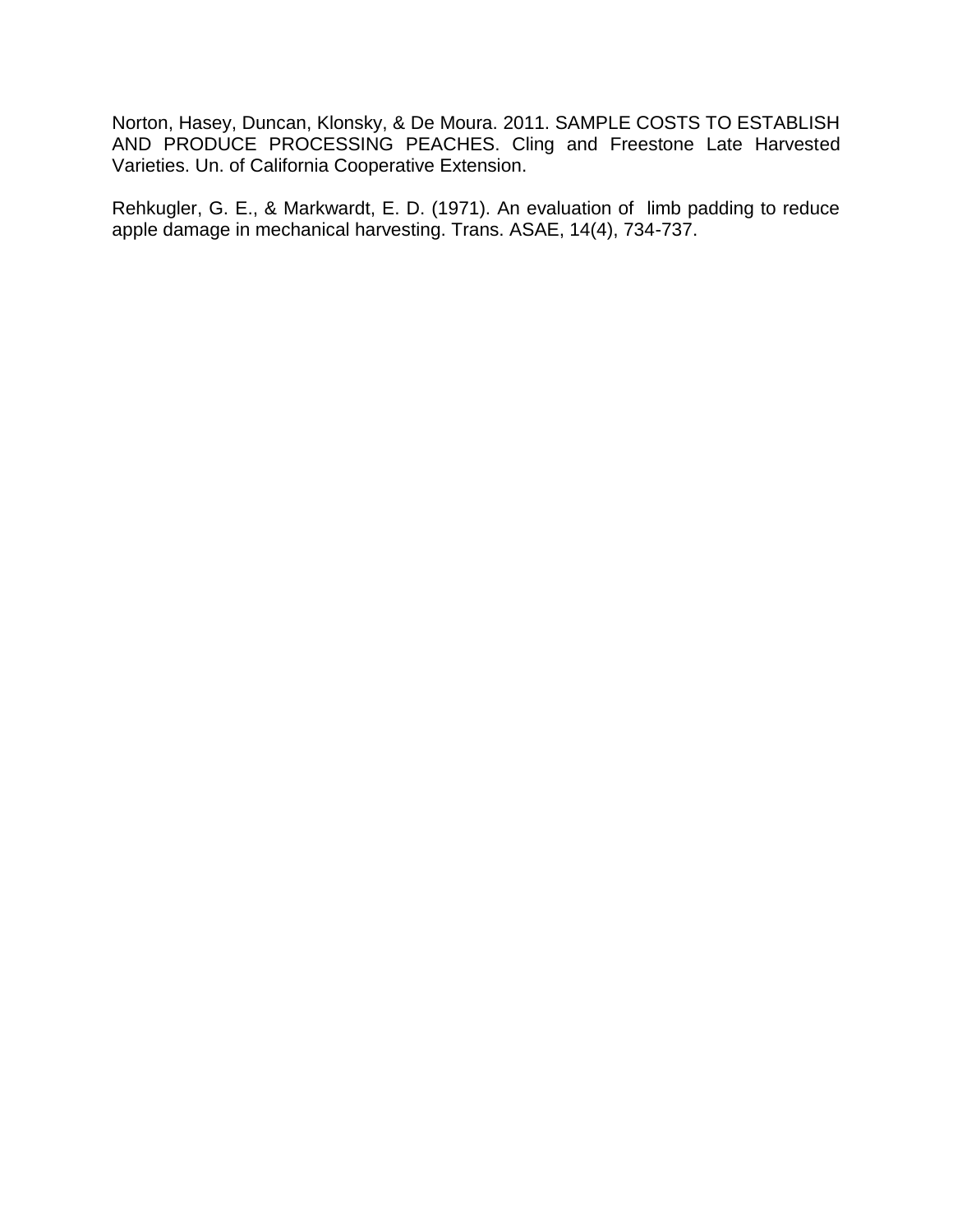Norton, Hasey, Duncan, Klonsky, & De Moura. 2011. SAMPLE COSTS TO ESTABLISH AND PRODUCE PROCESSING PEACHES. Cling and Freestone Late Harvested Varieties. Un. of California Cooperative Extension.

Rehkugler, G. E., & Markwardt, E. D. (1971). An evaluation of limb padding to reduce apple damage in mechanical harvesting. Trans. ASAE, 14(4), 734-737.